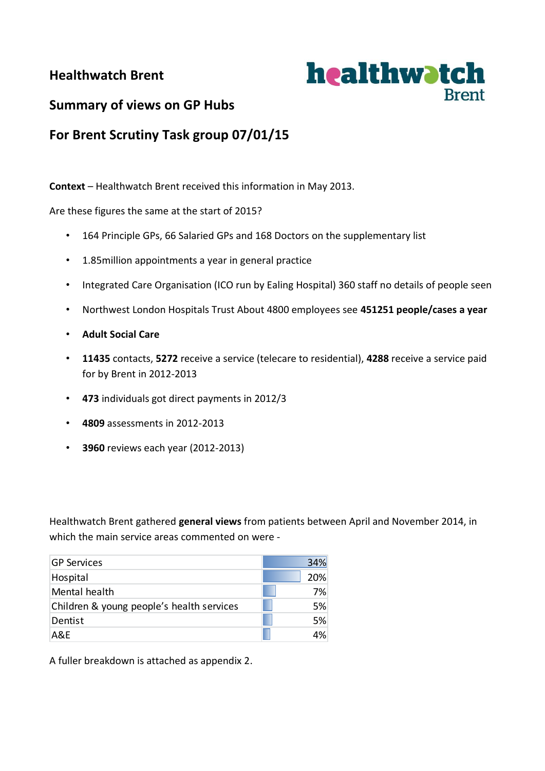# Healthwatch Brent

## Summary of views on GP Hubs

## For Brent Scrutiny Task group 07/01/15

**Context** – Healthwatch Brent received this information in May 2013.

Are these figures the same at the start of 2015?

- 164 Principle GPs, 66 Salaried GPs and 168 Doctors on the supplementary list
- 1.85million appointments a year in general practice
- Integrated Care Organisation (ICO run by Ealing Hospital) 360 staff no details of people seen
- Northwest London Hospitals Trust About 4800 employees see **451251 people/cases a year**
- **Adult Social Care**
- **11435** contacts, **5272** receive a service (telecare to residential), **4288** receive a service paid for by Brent in 2012-2013
- **473** individuals got direct payments in 2012/3
- **4809** assessments in 2012-2013
- **3960** reviews each year (2012-2013)

Healthwatch Brent gathered **general views** from patients between April and November 2014, in which the main service areas commented on were -

| Service area | % |
|---|---|
| GP Services | 34% |
| Hospital | 20% |
| Mental health | 7% |
| Children & young people's health services | 5% |
| Dentist | 5% |
| A&E | 4% |

A fuller breakdown is attached as appendix 2.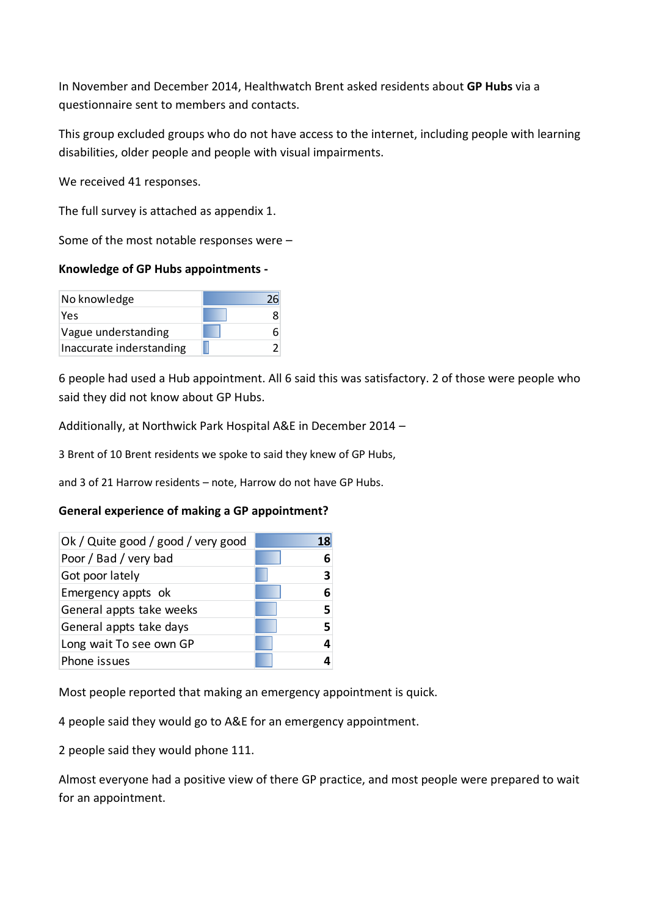In November and December 2014, Healthwatch Brent asked residents about **GP Hubs** via a questionnaire sent to members and contacts.

This group excluded groups who do not have access to the internet, including people with learning disabilities, older people and people with visual impairments.

We received 41 responses.

The full survey is attached as appendix 1.

Some of the most notable responses were –

**Knowledge of GP Hubs appointments -**

| | |
|---|---|
| No knowledge | 26 |
| Yes | 8 |
| Vague understanding | 6 |
| Inaccurate inderstanding | 2 |

6 people had used a Hub appointment. All 6 said this was satisfactory. 2 of those were people who said they did not know about GP Hubs.

Additionally, at Northwick Park Hospital A&E in December 2014 –

3 Brent of 10 Brent residents we spoke to said they knew of GP Hubs,

and 3 of 21 Harrow residents – note, Harrow do not have GP Hubs.

**General experience of making a GP appointment?**

| | |
|---|---|
| Ok / Quite good / good / very good | 18 |
| Poor / Bad / very bad | 6 |
| Got poor lately | 3 |
| Emergency appts ok | 6 |
| General appts take weeks | 5 |
| General appts take days | 5 |
| Long wait To see own GP | 4 |
| Phone issues | 4 |

Most people reported that making an emergency appointment is quick.

4 people said they would go to A&E for an emergency appointment.

2 people said they would phone 111.

Almost everyone had a positive view of there GP practice, and most people were prepared to wait for an appointment.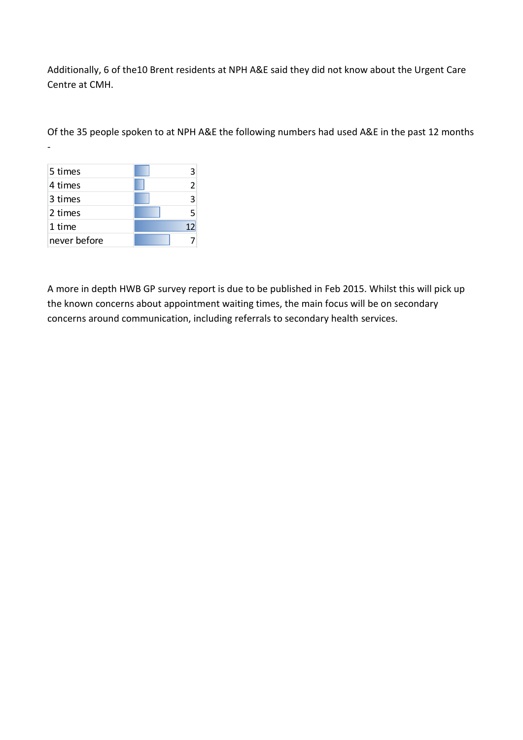Additionally, 6 of the10 Brent residents at NPH A&E said they did not know about the Urgent Care Centre at CMH.

Of the 35 people spoken to at NPH A&E the following numbers had used A&E in the past 12 months -

| | |
|---|---|
| 5 times | 3 |
| 4 times | 2 |
| 3 times | 3 |
| 2 times | 5 |
| 1 time | 12 |
| never before | 7 |

A more in depth HWB GP survey report is due to be published in Feb 2015. Whilst this will pick up the known concerns about appointment waiting times, the main focus will be on secondary concerns around communication, including referrals to secondary health services.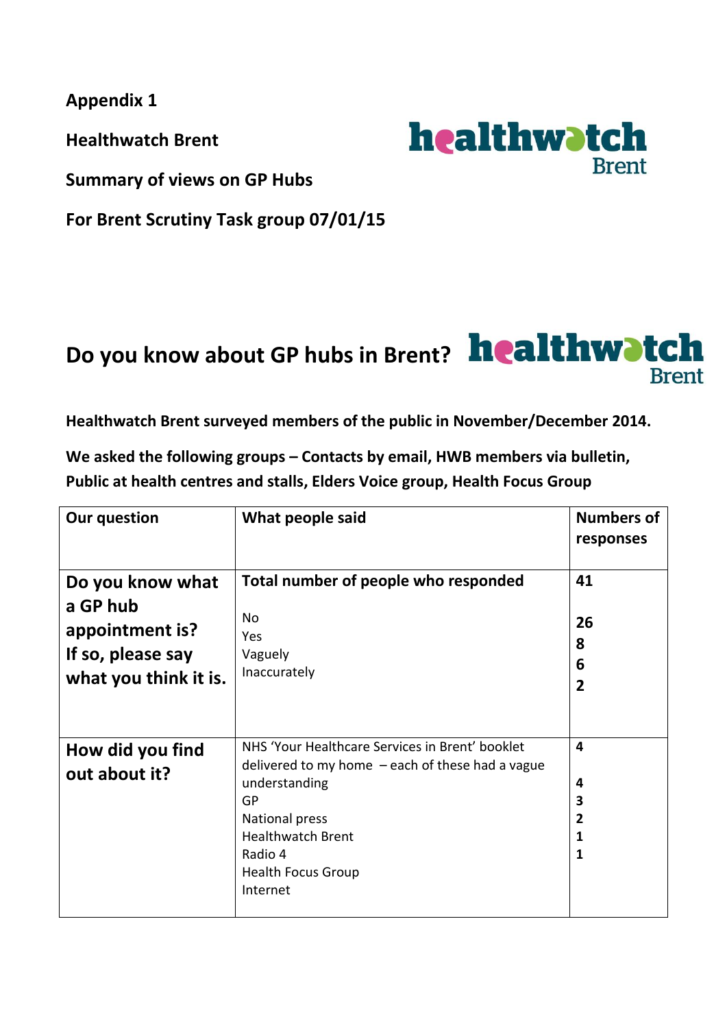**Appendix 1**

**Healthwatch Brent**

**Summary of views on GP Hubs**

**For Brent Scrutiny Task group 07/01/15**

## Do you know about GP hubs in Brent?

**Healthwatch Brent surveyed members of the public in November/December 2014.**

**We asked the following groups – Contacts by email, HWB members via bulletin, Public at health centres and stalls, Elders Voice group, Health Focus Group**

| Our question | What people said | Numbers of responses |
|---|---|---|
| **Do you know what a GP hub appointment is? If so, please say what you think it is.** | **Total number of people who responded**<br><br>No<br>Yes<br>Vaguely<br>Inaccurately | **41**<br><br>**26**<br>**8**<br>**6**<br>**2** |
| **How did you find out about it?** | NHS 'Your Healthcare Services in Brent' booklet delivered to my home – each of these had a vague understanding<br>GP<br>National press<br>Healthwatch Brent<br>Radio 4<br>Health Focus Group<br>Internet | **4**<br><br>**4**<br>**3**<br>**2**<br>**1**<br>**1** |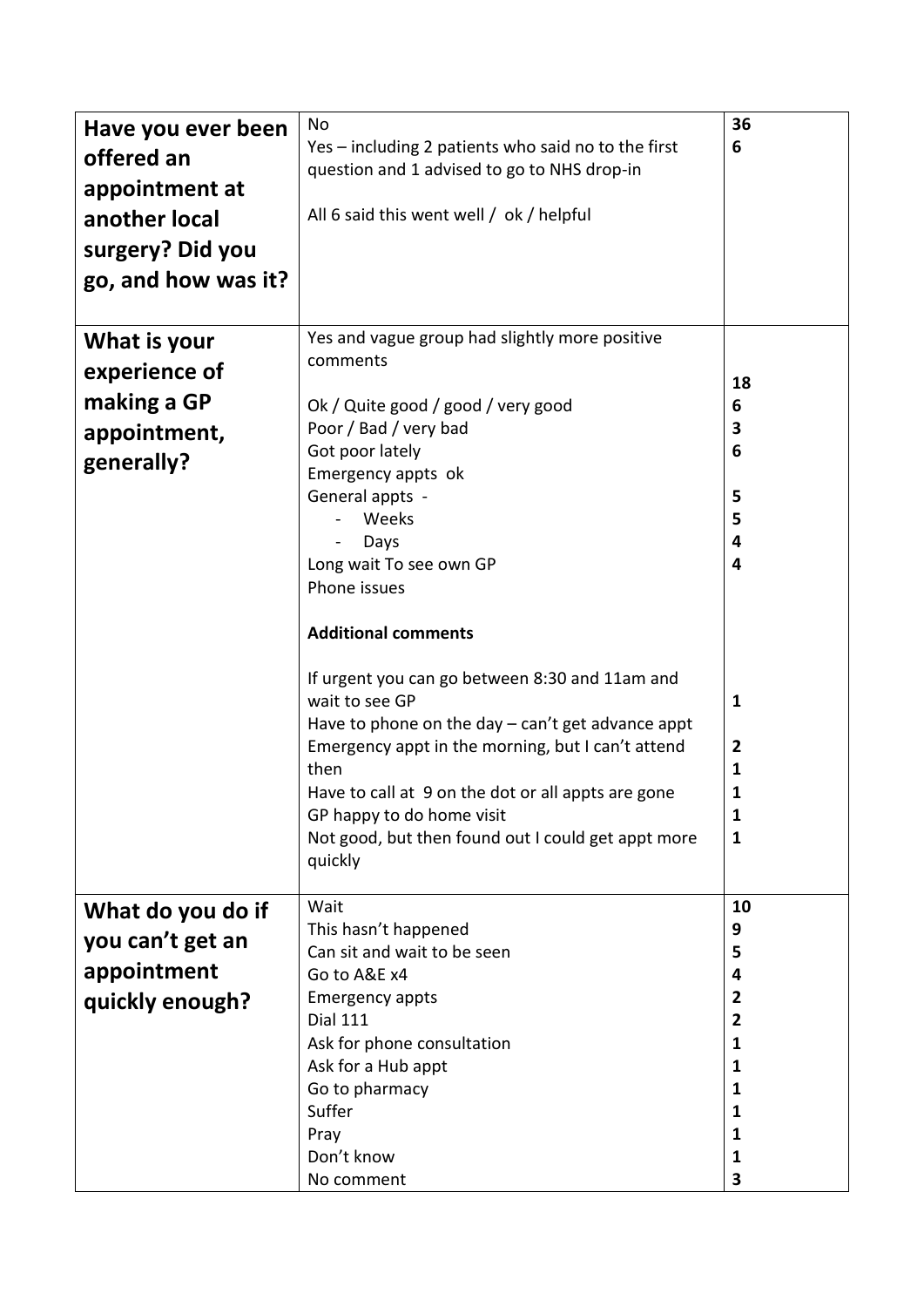| | | |
|---|---|---|
| **Have you ever been offered an appointment at another local surgery? Did you go, and how was it?** | No<br>Yes – including 2 patients who said no to the first question and 1 advised to go to NHS drop-in<br><br>All 6 said this went well / ok / helpful | **36**<br>**6** |
| **What is your experience of making a GP appointment, generally?** | Yes and vague group had slightly more positive comments<br><br>Ok / Quite good / good / very good<br>Poor / Bad / very bad<br>Got poor lately<br>Emergency appts ok<br>General appts -<br>- Weeks<br>- Days<br>Long wait To see own GP<br>Phone issues<br><br>**Additional comments**<br><br>If urgent you can go between 8:30 and 11am and wait to see GP<br>Have to phone on the day – can't get advance appt<br>Emergency appt in the morning, but I can't attend then<br>Have to call at 9 on the dot or all appts are gone<br>GP happy to do home visit<br>Not good, but then found out I could get appt more quickly | <br><br>**18**<br>**6**<br>**3**<br>**6**<br><br>**5**<br>**5**<br>**4**<br>**4**<br><br><br><br><br><br>**1**<br><br>**2**<br>**1**<br>**1**<br>**1**<br>**1** |
| **What do you do if you can't get an appointment quickly enough?** | Wait<br>This hasn't happened<br>Can sit and wait to be seen<br>Go to A&E x4<br>Emergency appts<br>Dial 111<br>Ask for phone consultation<br>Ask for a Hub appt<br>Go to pharmacy<br>Suffer<br>Pray<br>Don't know<br>No comment | **10**<br>**9**<br>**5**<br>**4**<br>**2**<br>**2**<br>**1**<br>**1**<br>**1**<br>**1**<br>**1**<br>**1**<br>**3** |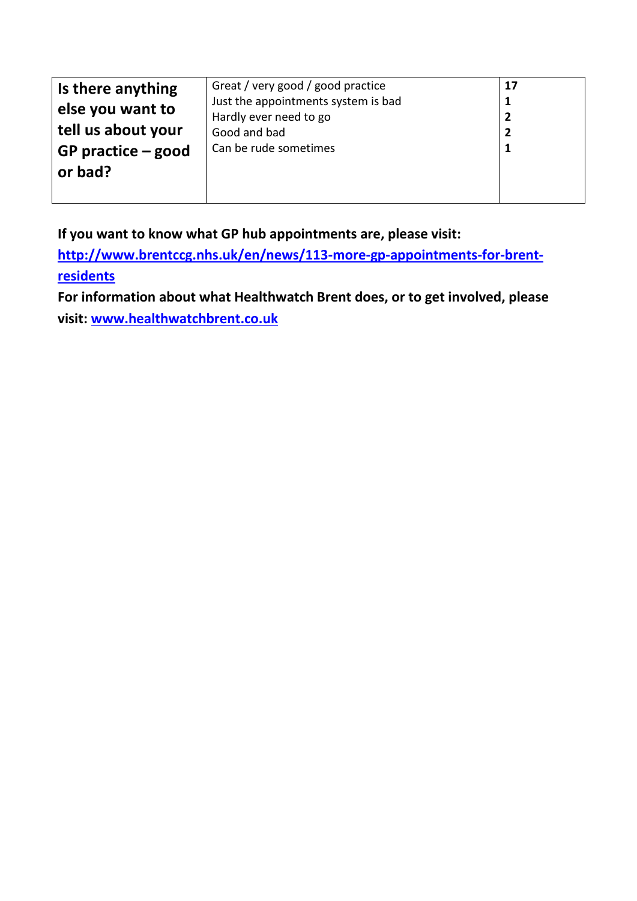| Is there anything else you want to tell us about your GP practice – good or bad? | Great / very good / good practice<br>Just the appointment system is bad<br>Hardly ever need to go<br>Good and bad<br>Can be rude sometimes | **17**<br>**1**<br>**2**<br>**2**<br>**1** |
|---|---|---|

**If you want to know what GP hub appointments are, please visit:** [**http://www.brentccg.nhs.uk/en/news/113-more-gp-appointments-for-brent-residents**](http://www.brentccg.nhs.uk/en/news/113-more-gp-appointments-for-brent-residents)

**For information about what Healthwatch Brent does, or to get involved, please visit:** [**www.healthwatchbrent.co.uk**](http://www.healthwatchbrent.co.uk)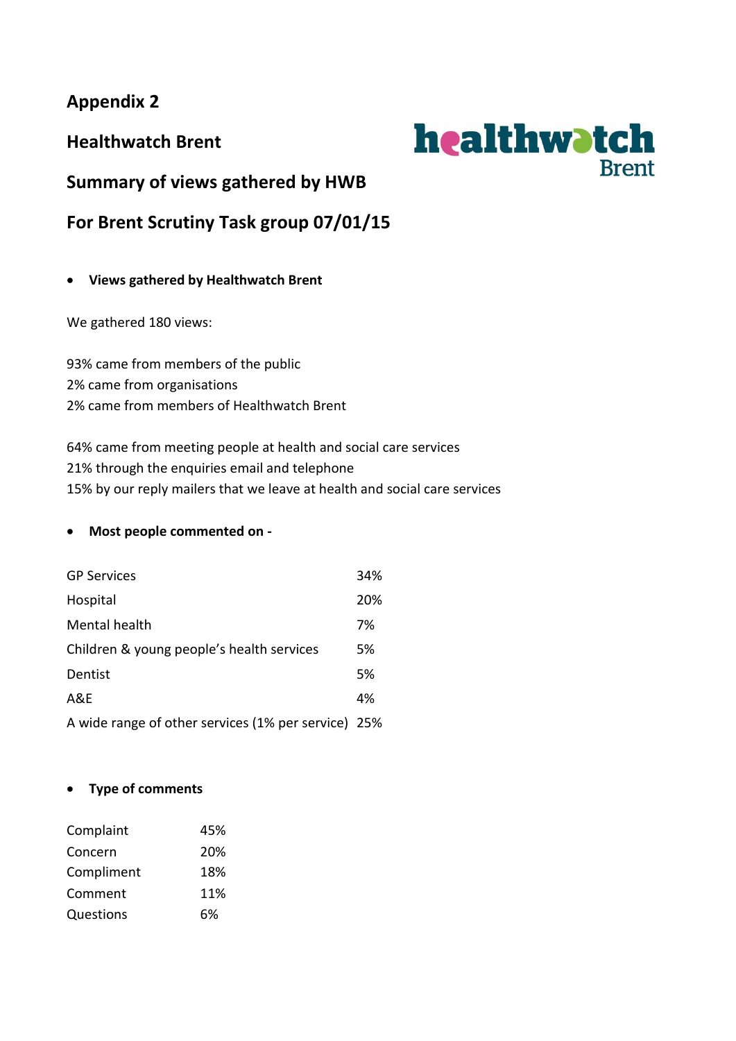## Appendix 2

### Healthwatch Brent

### Summary of views gathered by HWB

### For Brent Scrutiny Task group 07/01/15

- **Views gathered by Healthwatch Brent**

We gathered 180 views:

93% came from members of the public
2% came from organisations
2% came from members of Healthwatch Brent

64% came from meeting people at health and social care services
21% through the enquiries email and telephone
15% by our reply mailers that we leave at health and social care services

- **Most people commented on -**

| | |
|---|---|
| GP Services | 34% |
| Hospital | 20% |
| Mental health | 7% |
| Children & young people's health services | 5% |
| Dentist | 5% |
| A&E | 4% |
| A wide range of other services (1% per service) | 25% |

- **Type of comments**

| | |
|---|---|
| Complaint | 45% |
| Concern | 20% |
| Compliment | 18% |
| Comment | 11% |
| Questions | 6% |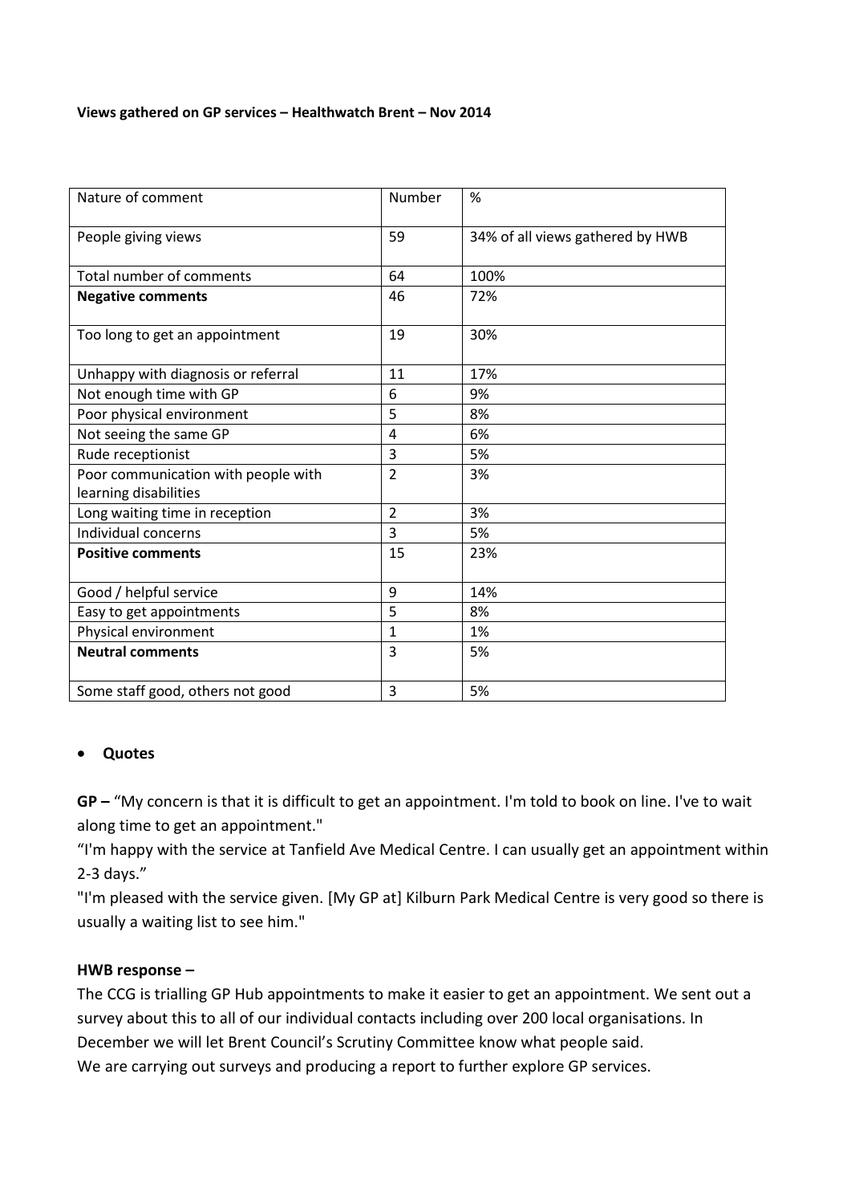**Views gathered on GP services – Healthwatch Brent – Nov 2014**

| Nature of comment | Number | % |
|---|---|---|
| People giving views | 59 | 34% of all views gathered by HWB |
| Total number of comments | 64 | 100% |
| **Negative comments** | 46 | 72% |
| Too long to get an appointment | 19 | 30% |
| Unhappy with diagnosis or referral | 11 | 17% |
| Not enough time with GP | 6 | 9% |
| Poor physical environment | 5 | 8% |
| Not seeing the same GP | 4 | 6% |
| Rude receptionist | 3 | 5% |
| Poor communication with people with learning disabilities | 2 | 3% |
| Long waiting time in reception | 2 | 3% |
| Individual concerns | 3 | 5% |
| **Positive comments** | 15 | 23% |
| Good / helpful service | 9 | 14% |
| Easy to get appointments | 5 | 8% |
| Physical environment | 1 | 1% |
| **Neutral comments** | 3 | 5% |
| Some staff good, others not good | 3 | 5% |

- **Quotes**

**GP –** "My concern is that it is difficult to get an appointment. I'm told to book on line. I've to wait along time to get an appointment."
"I'm happy with the service at Tanfield Ave Medical Centre. I can usually get an appointment within 2-3 days."
"I'm pleased with the service given. [My GP at] Kilburn Park Medical Centre is very good so there is usually a waiting list to see him."

**HWB response –**
The CCG is trialling GP Hub appointments to make it easier to get an appointment. We sent out a survey about this to all of our individual contacts including over 200 local organisations. In December we will let Brent Council's Scrutiny Committee know what people said.
We are carrying out surveys and producing a report to further explore GP services.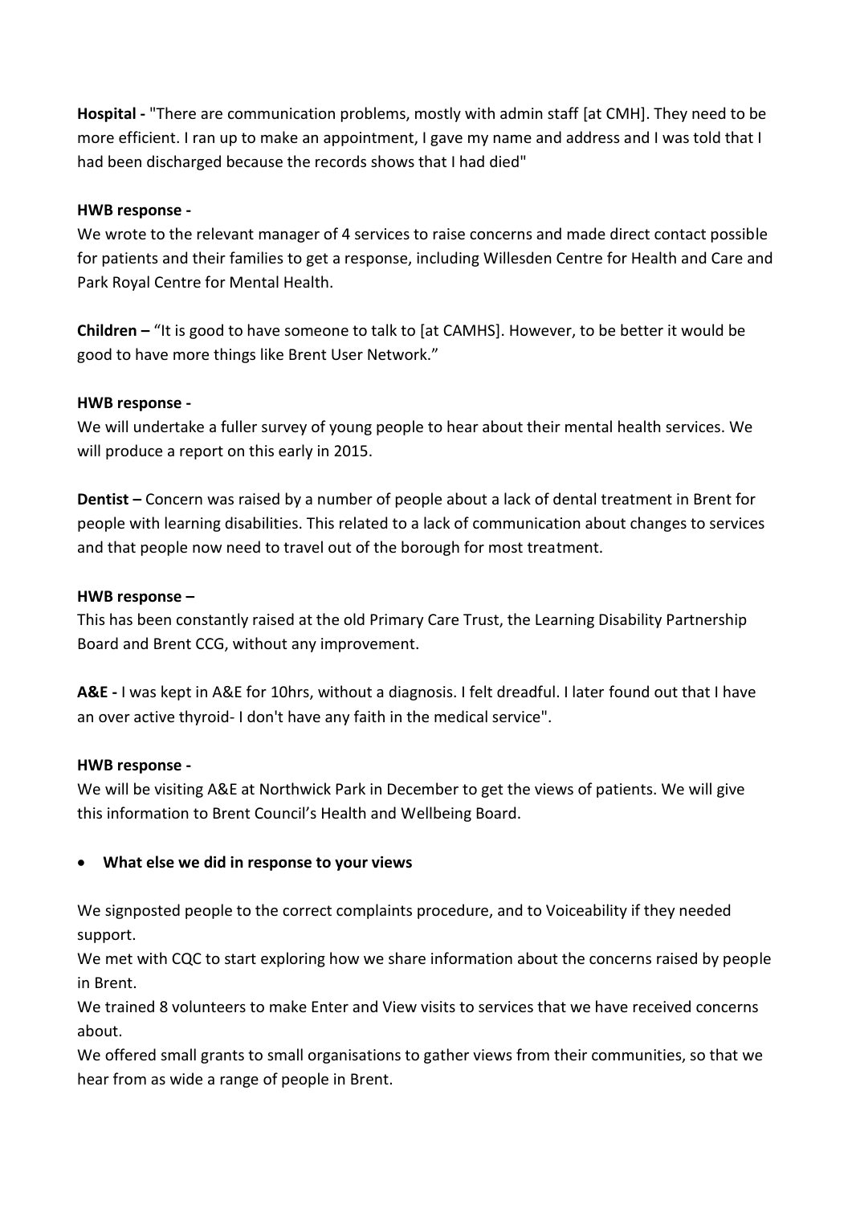**Hospital -** "There are communication problems, mostly with admin staff [at CMH]. They need to be more efficient. I ran up to make an appointment, I gave my name and address and I was told that I had been discharged because the records shows that I had died"

**HWB response -**

We wrote to the relevant manager of 4 services to raise concerns and made direct contact possible for patients and their families to get a response, including Willesden Centre for Health and Care and Park Royal Centre for Mental Health.

**Children –** "It is good to have someone to talk to [at CAMHS]. However, to be better it would be good to have more things like Brent User Network."

**HWB response -**

We will undertake a fuller survey of young people to hear about their mental health services. We will produce a report on this early in 2015.

**Dentist –** Concern was raised by a number of people about a lack of dental treatment in Brent for people with learning disabilities. This related to a lack of communication about changes to services and that people now need to travel out of the borough for most treatment.

**HWB response –**

This has been constantly raised at the old Primary Care Trust, the Learning Disability Partnership Board and Brent CCG, without any improvement.

**A&E -** I was kept in A&E for 10hrs, without a diagnosis. I felt dreadful. I later found out that I have an over active thyroid- I don't have any faith in the medical service".

**HWB response -**

We will be visiting A&E at Northwick Park in December to get the views of patients. We will give this information to Brent Council's Health and Wellbeing Board.

- **What else we did in response to your views**

We signposted people to the correct complaints procedure, and to Voiceability if they needed support.

We met with CQC to start exploring how we share information about the concerns raised by people in Brent.

We trained 8 volunteers to make Enter and View visits to services that we have received concerns about.

We offered small grants to small organisations to gather views from their communities, so that we hear from as wide a range of people in Brent.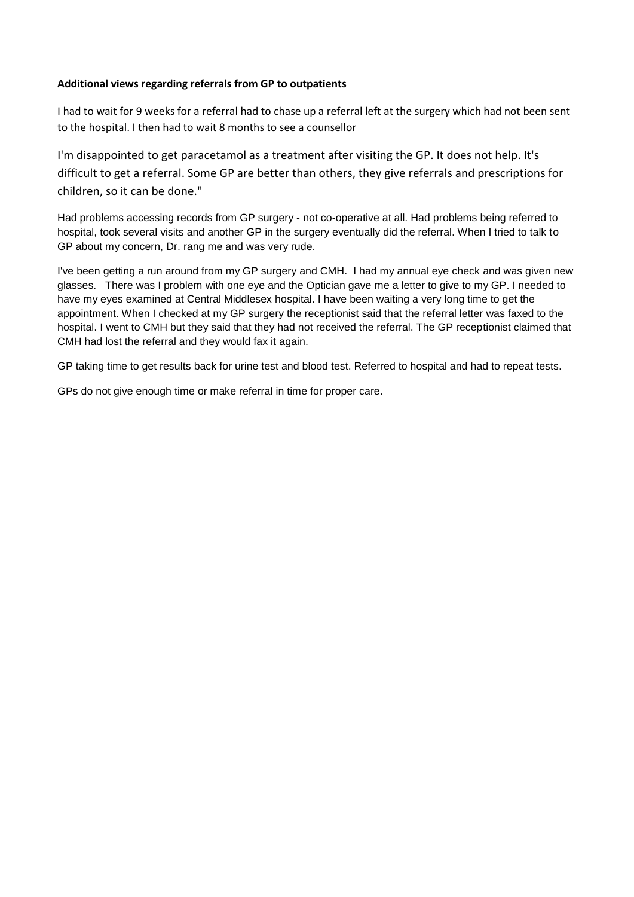**Additional views regarding referrals from GP to outpatients**

I had to wait for 9 weeks for a referral had to chase up a referral left at the surgery which had not been sent to the hospital. I then had to wait 8 months to see a counsellor

I'm disappointed to get paracetamol as a treatment after visiting the GP. It does not help. It's difficult to get a referral. Some GP are better than others, they give referrals and prescriptions for children, so it can be done."

Had problems accessing records from GP surgery - not co-operative at all. Had problems being referred to hospital, took several visits and another GP in the surgery eventually did the referral. When I tried to talk to GP about my concern, Dr. rang me and was very rude.

I've been getting a run around from my GP surgery and CMH. I had my annual eye check and was given new glasses. There was I problem with one eye and the Optician gave me a letter to give to my GP. I needed to have my eyes examined at Central Middlesex hospital. I have been waiting a very long time to get the appointment. When I checked at my GP surgery the receptionist said that the referral letter was faxed to the hospital. I went to CMH but they said that they had not received the referral. The GP receptionist claimed that CMH had lost the referral and they would fax it again.

GP taking time to get results back for urine test and blood test. Referred to hospital and had to repeat tests.

GPs do not give enough time or make referral in time for proper care.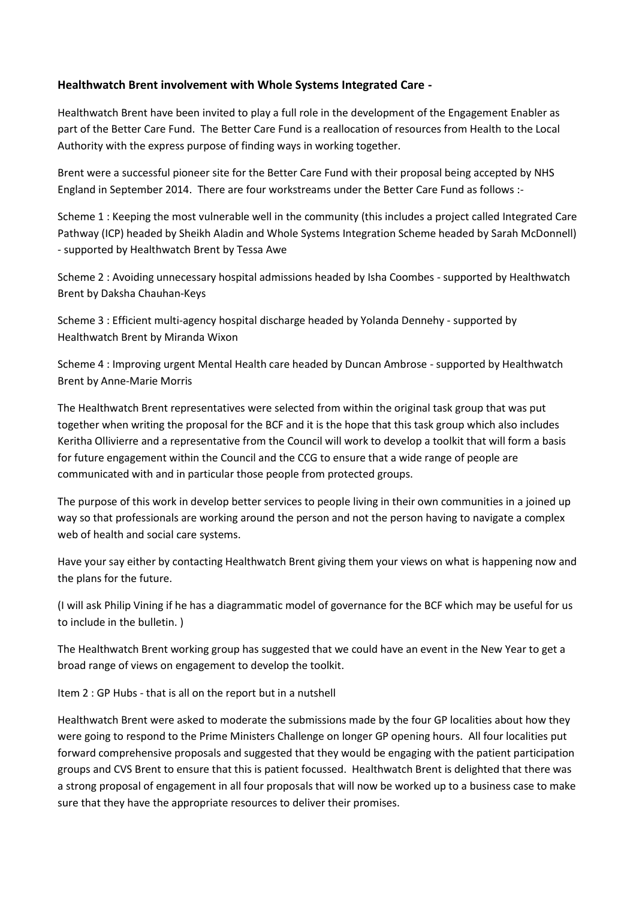**Healthwatch Brent involvement with Whole Systems Integrated Care -**

Healthwatch Brent have been invited to play a full role in the development of the Engagement Enabler as part of the Better Care Fund. The Better Care Fund is a reallocation of resources from Health to the Local Authority with the express purpose of finding ways in working together.

Brent were a successful pioneer site for the Better Care Fund with their proposal being accepted by NHS England in September 2014. There are four workstreams under the Better Care Fund as follows :-

Scheme 1 : Keeping the most vulnerable well in the community (this includes a project called Integrated Care Pathway (ICP) headed by Sheikh Aladin and Whole Systems Integration Scheme headed by Sarah McDonnell) - supported by Healthwatch Brent by Tessa Awe

Scheme 2 : Avoiding unnecessary hospital admissions headed by Isha Coombes - supported by Healthwatch Brent by Daksha Chauhan-Keys

Scheme 3 : Efficient multi-agency hospital discharge headed by Yolanda Dennehy - supported by Healthwatch Brent by Miranda Wixon

Scheme 4 : Improving urgent Mental Health care headed by Duncan Ambrose - supported by Healthwatch Brent by Anne-Marie Morris

The Healthwatch Brent representatives were selected from within the original task group that was put together when writing the proposal for the BCF and it is the hope that this task group which also includes Keritha Ollivierre and a representative from the Council will work to develop a toolkit that will form a basis for future engagement within the Council and the CCG to ensure that a wide range of people are communicated with and in particular those people from protected groups.

The purpose of this work in develop better services to people living in their own communities in a joined up way so that professionals are working around the person and not the person having to navigate a complex web of health and social care systems.

Have your say either by contacting Healthwatch Brent giving them your views on what is happening now and the plans for the future.

(I will ask Philip Vining if he has a diagrammatic model of governance for the BCF which may be useful for us to include in the bulletin. )

The Healthwatch Brent working group has suggested that we could have an event in the New Year to get a broad range of views on engagement to develop the toolkit.

Item 2 : GP Hubs - that is all on the report but in a nutshell

Healthwatch Brent were asked to moderate the submissions made by the four GP localities about how they were going to respond to the Prime Ministers Challenge on longer GP opening hours. All four localities put forward comprehensive proposals and suggested that they would be engaging with the patient participation groups and CVS Brent to ensure that this is patient focussed. Healthwatch Brent is delighted that there was a strong proposal of engagement in all four proposals that will now be worked up to a business case to make sure that they have the appropriate resources to deliver their promises.